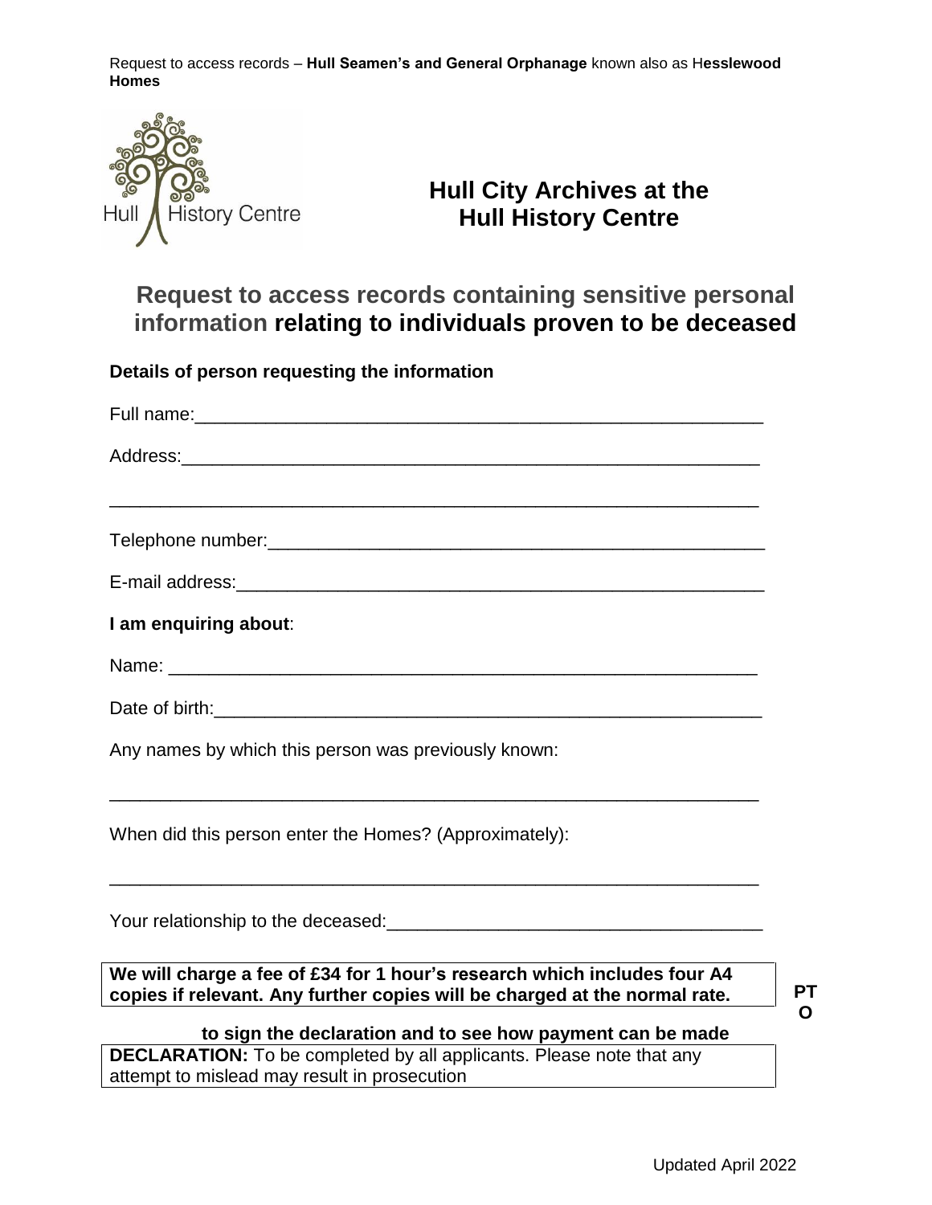Request to access records – **Hull Seamen's and General Orphanage** known also as H**esslewood Homes**

Hull History Centre

# Hull City Archives at the Hull History Centre

## Request to access records containing sensitive personal information **relating to individuals proven to be deceased**

**Details of person requesting the information**

Full name:\_\_\_\_\_\_\_\_\_\_\_\_\_\_\_\_\_\_\_\_\_\_\_\_\_\_\_\_\_\_\_\_\_\_\_\_\_\_\_\_\_\_\_\_\_\_\_\_\_\_\_\_\_\_\_\_

Address:\_\_\_\_\_\_\_\_\_\_\_\_\_\_\_\_\_\_\_\_\_\_\_\_\_\_\_\_\_\_\_\_\_\_\_\_\_\_\_\_\_\_\_\_\_\_\_\_\_\_\_\_\_\_\_\_\_\_

\_\_\_\_\_\_\_\_\_\_\_\_\_\_\_\_\_\_\_\_\_\_\_\_\_\_\_\_\_\_\_\_\_\_\_\_\_\_\_\_\_\_\_\_\_\_\_\_\_\_\_\_\_\_\_\_\_\_\_\_\_\_\_\_

Telephone number:\_\_\_\_\_\_\_\_\_\_\_\_\_\_\_\_\_\_\_\_\_\_\_\_\_\_\_\_\_\_\_\_\_\_\_\_\_\_\_\_\_\_\_\_\_\_\_\_\_\_

E-mail address:\_\_\_\_\_\_\_\_\_\_\_\_\_\_\_\_\_\_\_\_\_\_\_\_\_\_\_\_\_\_\_\_\_\_\_\_\_\_\_\_\_\_\_\_\_\_\_\_\_\_\_\_

**I am enquiring about**:

Name: \_\_\_\_\_\_\_\_\_\_\_\_\_\_\_\_\_\_\_\_\_\_\_\_\_\_\_\_\_\_\_\_\_\_\_\_\_\_\_\_\_\_\_\_\_\_\_\_\_\_\_\_\_\_\_\_\_\_\_

Date of birth:\_\_\_\_\_\_\_\_\_\_\_\_\_\_\_\_\_\_\_\_\_\_\_\_\_\_\_\_\_\_\_\_\_\_\_\_\_\_\_\_\_\_\_\_\_\_\_\_\_\_\_\_\_\_\_

Any names by which this person was previously known:

\_\_\_\_\_\_\_\_\_\_\_\_\_\_\_\_\_\_\_\_\_\_\_\_\_\_\_\_\_\_\_\_\_\_\_\_\_\_\_\_\_\_\_\_\_\_\_\_\_\_\_\_\_\_\_\_\_\_\_\_\_\_\_\_

When did this person enter the Homes? (Approximately):

\_\_\_\_\_\_\_\_\_\_\_\_\_\_\_\_\_\_\_\_\_\_\_\_\_\_\_\_\_\_\_\_\_\_\_\_\_\_\_\_\_\_\_\_\_\_\_\_\_\_\_\_\_\_\_\_\_\_\_\_\_\_\_\_

Your relationship to the deceased:\_\_\_\_\_\_\_\_\_\_\_\_\_\_\_\_\_\_\_\_\_\_\_\_\_\_\_\_\_\_\_\_\_\_\_\_\_\_

**We will charge a fee of £34 for 1 hour's research which includes four A4 copies if relevant. Any further copies will be charged at the normal rate.**

**PTO to sign the declaration and to see how payment can be made**

**DECLARATION:** To be completed by all applicants. Please note that any attempt to mislead may result in prosecution

Updated April 2022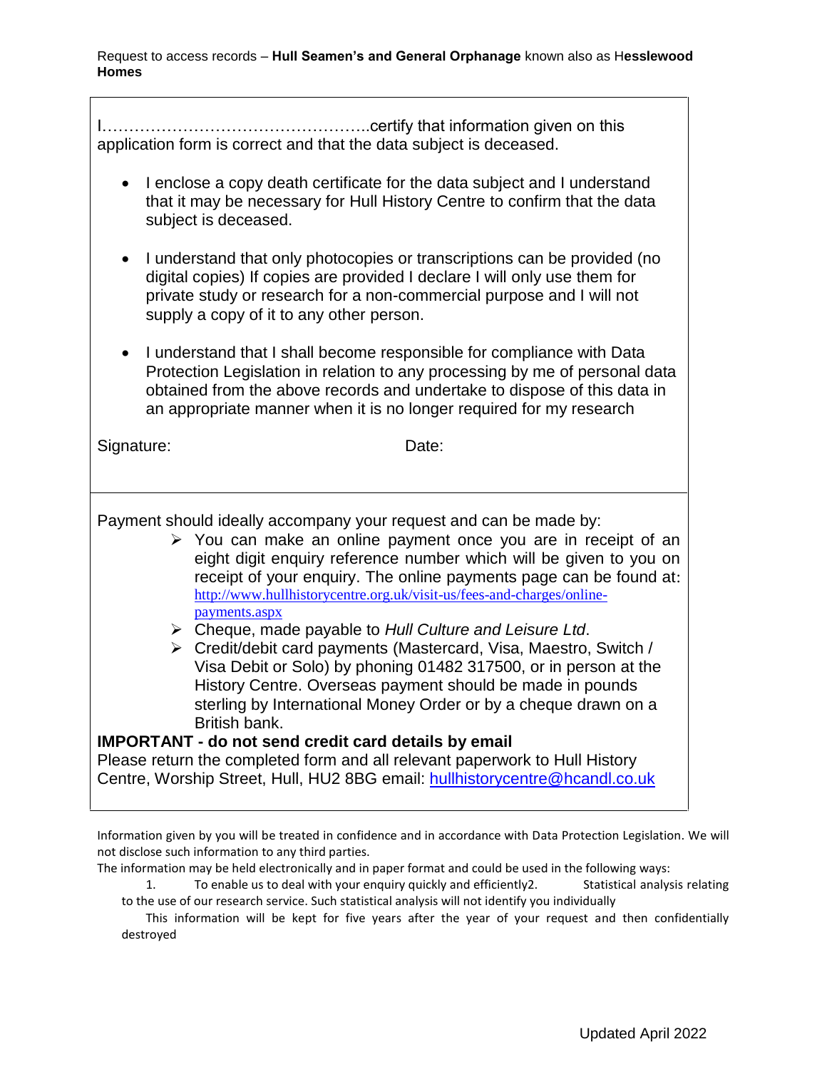Request to access records – **Hull Seamen's and General Orphanage** known also as H**esslewood Homes**

I……………………………………………certify that information given on this application form is correct and that the data subject is deceased.

- I enclose a copy death certificate for the data subject and I understand that it may be necessary for Hull History Centre to confirm that the data subject is deceased.
- I understand that only photocopies or transcriptions can be provided (no digital copies) If copies are provided I declare I will only use them for private study or research for a non-commercial purpose and I will not supply a copy of it to any other person.
- I understand that I shall become responsible for compliance with Data Protection Legislation in relation to any processing by me of personal data obtained from the above records and undertake to dispose of this data in an appropriate manner when it is no longer required for my research

Signature: Date:

Payment should ideally accompany your request and can be made by:

- You can make an online payment once you are in receipt of an eight digit enquiry reference number which will be given to you on receipt of your enquiry. The online payments page can be found at: http://www.hullhistorycentre.org.uk/visit-us/fees-and-charges/online-payments.aspx
- Cheque, made payable to *Hull Culture and Leisure Ltd*.
- Credit/debit card payments (Mastercard, Visa, Maestro, Switch / Visa Debit or Solo) by phoning 01482 317500, or in person at the History Centre. Overseas payment should be made in pounds sterling by International Money Order or by a cheque drawn on a British bank.

**IMPORTANT - do not send credit card details by email**

Please return the completed form and all relevant paperwork to Hull History Centre, Worship Street, Hull, HU2 8BG email: hullhistorycentre@hcandl.co.uk

Information given by you will be treated in confidence and in accordance with Data Protection Legislation. We will not disclose such information to any third parties.

The information may be held electronically and in paper format and could be used in the following ways:

1. To enable us to deal with your enquiry quickly and efficiently
2. Statistical analysis relating to the use of our research service. Such statistical analysis will not identify you individually

This information will be kept for five years after the year of your request and then confidentially destroyed

Updated April 2022